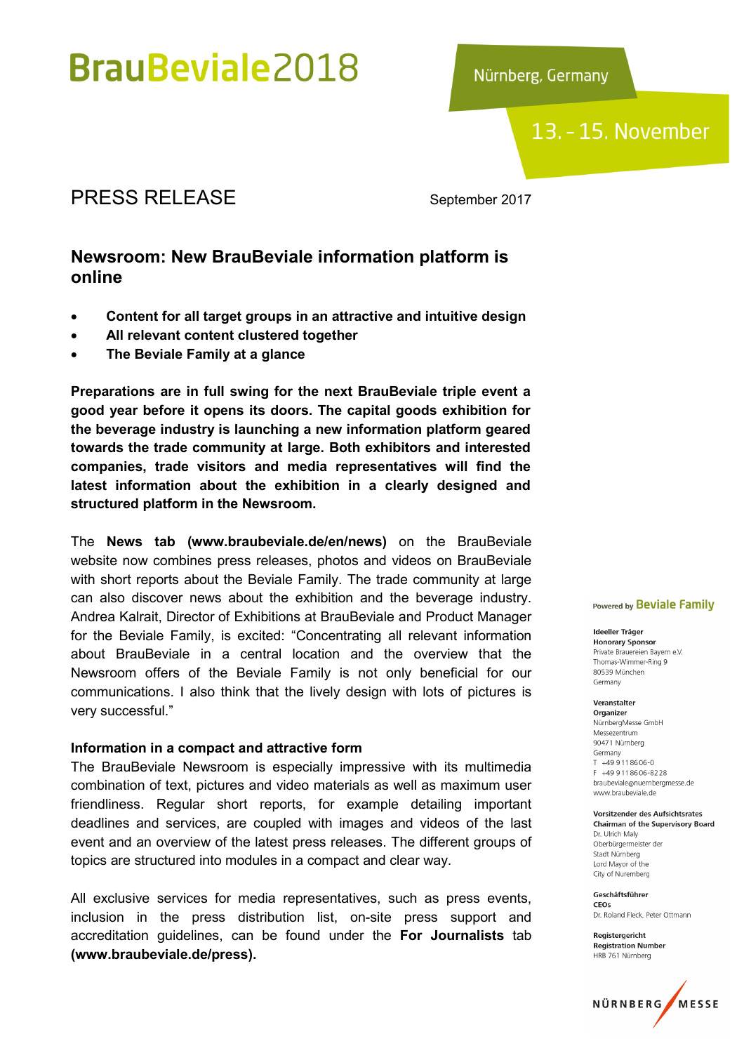# BrauBeviale2018

Nürnberg, Germany

13. – 15. November

## PRESS RELEASE

September 2017

## Newsroom: New BrauBeviale information platform is online

- **Content for all target groups in an attractive and intuitive design**
- **All relevant content clustered together**
- **The Beviale Family at a glance**

**Preparations are in full swing for the next BrauBeviale triple event a good year before it opens its doors. The capital goods exhibition for the beverage industry is launching a new information platform geared towards the trade community at large. Both exhibitors and interested companies, trade visitors and media representatives will find the latest information about the exhibition in a clearly designed and structured platform in the Newsroom.**

The **News tab (www.braubeviale.de/en/news)** on the BrauBeviale website now combines press releases, photos and videos on BrauBeviale with short reports about the Beviale Family. The trade community at large can also discover news about the exhibition and the beverage industry. Andrea Kalrait, Director of Exhibitions at BrauBeviale and Product Manager for the Beviale Family, is excited: "Concentrating all relevant information about BrauBeviale in a central location and the overview that the Newsroom offers of the Beviale Family is not only beneficial for our communications. I also think that the lively design with lots of pictures is very successful."

### Information in a compact and attractive form

The BrauBeviale Newsroom is especially impressive with its multimedia combination of text, pictures and video materials as well as maximum user friendliness. Regular short reports, for example detailing important deadlines and services, are coupled with images and videos of the last event and an overview of the latest press releases. The different groups of topics are structured into modules in a compact and clear way.

All exclusive services for media representatives, such as press events, inclusion in the press distribution list, on-site press support and accreditation guidelines, can be found under the **For Journalists** tab **(www.braubeviale.de/press).**

Powered by **Beviale Family**

**Ideeller Träger**
**Honorary Sponsor**
Private Brauereien Bayern e.V.
Thomas-Wimmer-Ring 9
80539 München
Germany

**Veranstalter**
**Organizer**
NürnbergMesse GmbH
Messezentrum
90471 Nürnberg
Germany
T +49 9 11 86 06-0
F +49 9 11 86 06-82 28
braubeviale@nuernbergmesse.de
www.braubeviale.de

**Vorsitzender des Aufsichtsrates**
**Chairman of the Supervisory Board**
Dr. Ulrich Maly
Oberbürgermeister der
Stadt Nürnberg
Lord Mayor of the
City of Nuremberg

**Geschäftsführer**
**CEOs**
Dr. Roland Fleck, Peter Ottmann

**Registergericht**
**Registration Number**
HRB 761 Nürnberg

NÜRNBERG MESSE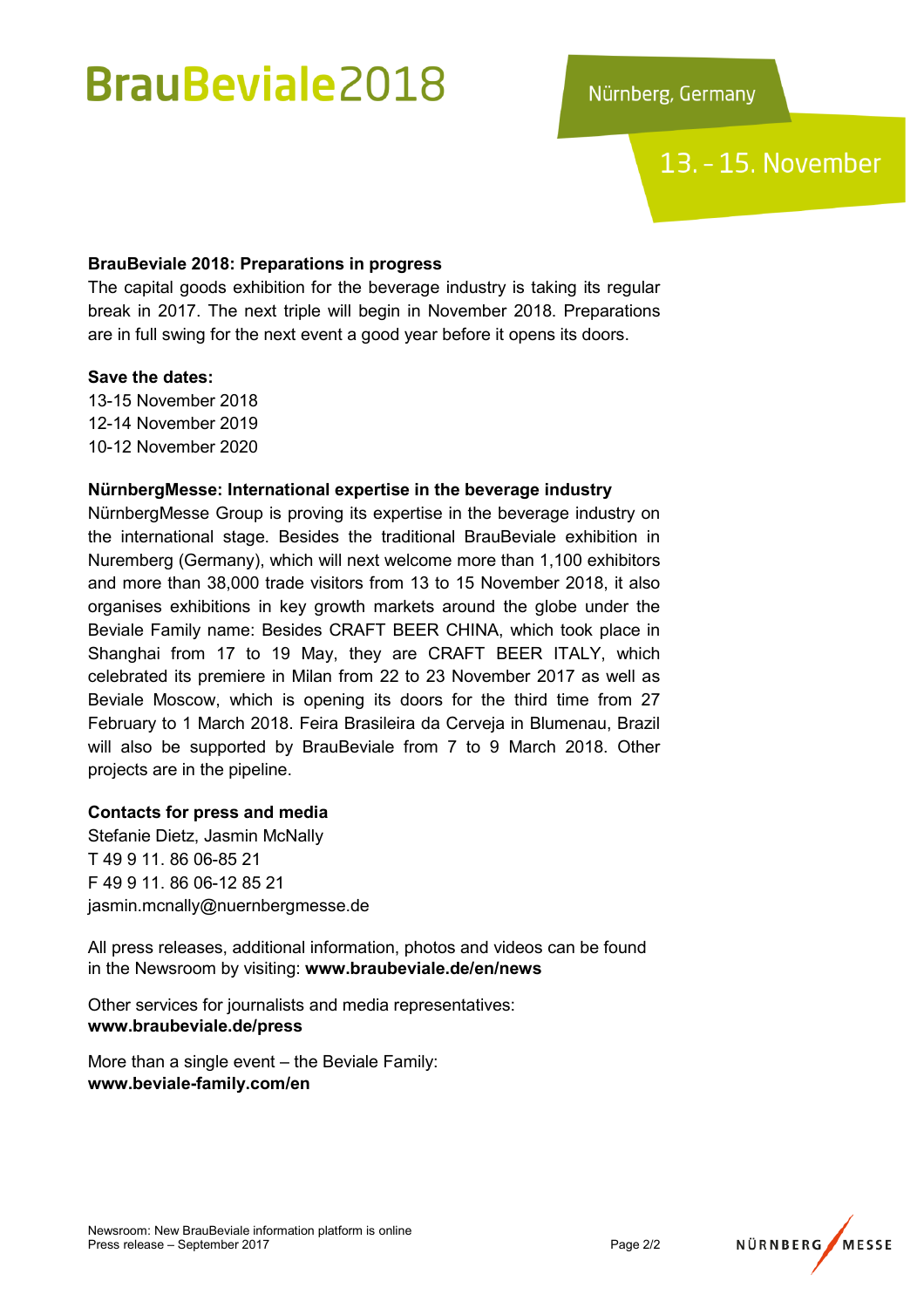### BrauBeviale 2018: Preparations in progress

The capital goods exhibition for the beverage industry is taking its regular break in 2017. The next triple will begin in November 2018. Preparations are in full swing for the next event a good year before it opens its doors.

**Save the dates:**

13-15 November 2018
12-14 November 2019
10-12 November 2020

### NürnbergMesse: International expertise in the beverage industry

NürnbergMesse Group is proving its expertise in the beverage industry on the international stage. Besides the traditional BrauBeviale exhibition in Nuremberg (Germany), which will next welcome more than 1,100 exhibitors and more than 38,000 trade visitors from 13 to 15 November 2018, it also organises exhibitions in key growth markets around the globe under the Beviale Family name: Besides CRAFT BEER CHINA, which took place in Shanghai from 17 to 19 May, they are CRAFT BEER ITALY, which celebrated its premiere in Milan from 22 to 23 November 2017 as well as Beviale Moscow, which is opening its doors for the third time from 27 February to 1 March 2018. Feira Brasileira da Cerveja in Blumenau, Brazil will also be supported by BrauBeviale from 7 to 9 March 2018. Other projects are in the pipeline.

### Contacts for press and media

Stefanie Dietz, Jasmin McNally
T 49 9 11. 86 06-85 21
F 49 9 11. 86 06-12 85 21
jasmin.mcnally@nuernbergmesse.de

All press releases, additional information, photos and videos can be found in the Newsroom by visiting: **www.braubeviale.de/en/news**

Other services for journalists and media representatives:
**www.braubeviale.de/press**

More than a single event – the Beviale Family:
**www.beviale-family.com/en**